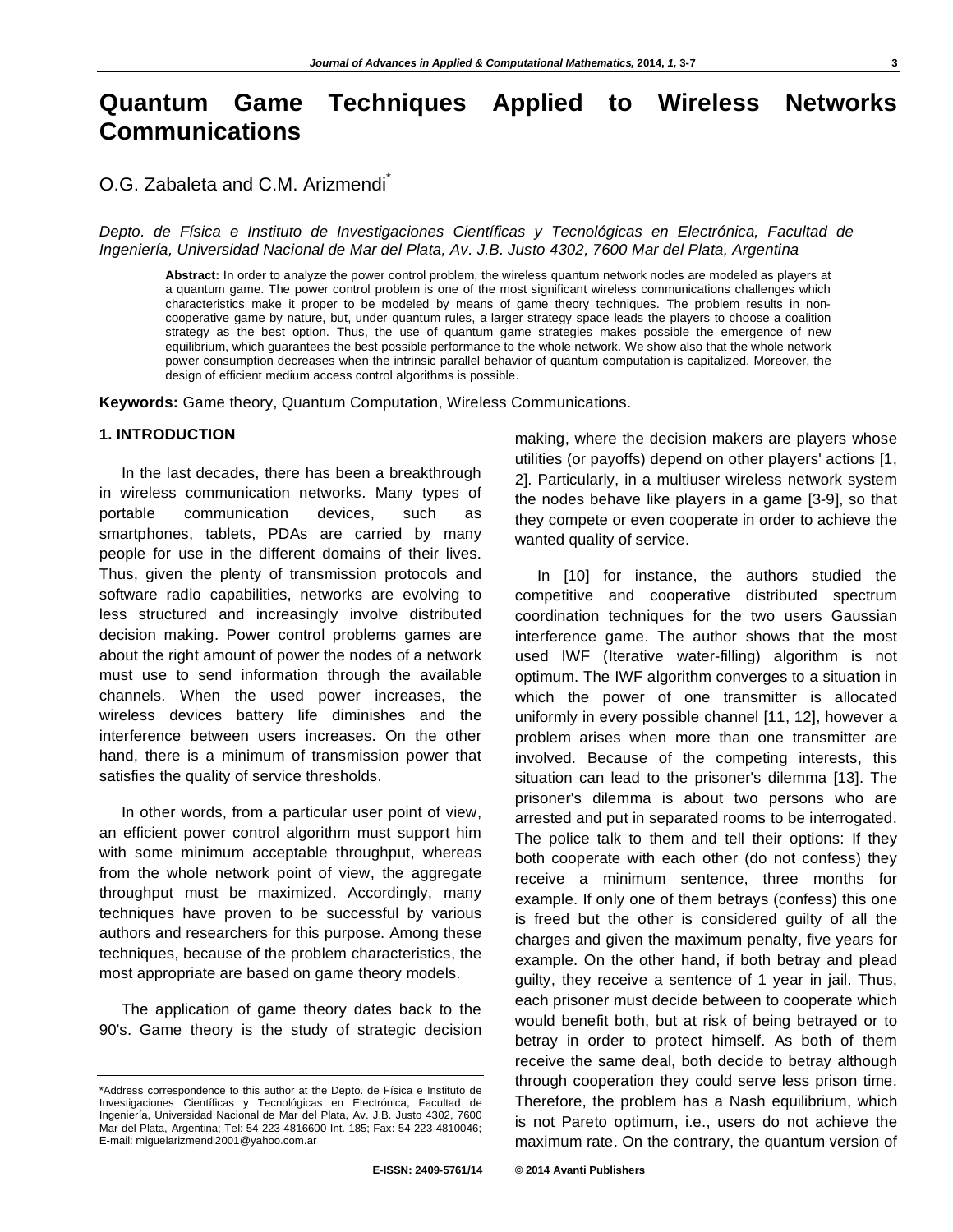# Quantum Game Techniques Applied to Wireless Networks Communications

O.G. Zabaleta and C.M. Arizmendi*

*Depto. de Física e Instituto de Investigaciones Científicas y Tecnológicas en Electrónica, Facultad de Ingeniería, Universidad Nacional de Mar del Plata, Av. J.B. Justo 4302, 7600 Mar del Plata, Argentina*

**Abstract:** In order to analyze the power control problem, the wireless quantum network nodes are modeled as players at a quantum game. The power control problem is one of the most significant wireless communications challenges which characteristics make it proper to be modeled by means of game theory techniques. The problem results in non-cooperative game by nature, but, under quantum rules, a larger strategy space leads the players to choose a coalition strategy as the best option. Thus, the use of quantum game strategies makes possible the emergence of new equilibrium, which guarantees the best possible performance to the whole network. We show also that the whole network power consumption decreases when the intrinsic parallel behavior of quantum computation is capitalized. Moreover, the design of efficient medium access control algorithms is possible.

**Keywords:** Game theory, Quantum Computation, Wireless Communications.

## 1. INTRODUCTION

In the last decades, there has been a breakthrough in wireless communication networks. Many types of portable communication devices, such as smartphones, tablets, PDAs are carried by many people for use in the different domains of their lives. Thus, given the plenty of transmission protocols and software radio capabilities, networks are evolving to less structured and increasingly involve distributed decision making. Power control problems games are about the right amount of power the nodes of a network must use to send information through the available channels. When the used power increases, the wireless devices battery life diminishes and the interference between users increases. On the other hand, there is a minimum of transmission power that satisfies the quality of service thresholds.

In other words, from a particular user point of view, an efficient power control algorithm must support him with some minimum acceptable throughput, whereas from the whole network point of view, the aggregate throughput must be maximized. Accordingly, many techniques have proven to be successful by various authors and researchers for this purpose. Among these techniques, because of the problem characteristics, the most appropriate are based on game theory models.

The application of game theory dates back to the 90's. Game theory is the study of strategic decision making, where the decision makers are players whose utilities (or payoffs) depend on other players' actions [1, 2]. Particularly, in a multiuser wireless network system the nodes behave like players in a game [3-9], so that they compete or even cooperate in order to achieve the wanted quality of service.

In [10] for instance, the authors studied the competitive and cooperative distributed spectrum coordination techniques for the two users Gaussian interference game. The author shows that the most used IWF (Iterative water-filling) algorithm is not optimum. The IWF algorithm converges to a situation in which the power of one transmitter is allocated uniformly in every possible channel [11, 12], however a problem arises when more than one transmitter are involved. Because of the competing interests, this situation can lead to the prisoner's dilemma [13]. The prisoner's dilemma is about two persons who are arrested and put in separated rooms to be interrogated. The police talk to them and tell their options: If they both cooperate with each other (do not confess) they receive a minimum sentence, three months for example. If only one of them betrays (confess) this one is freed but the other is considered guilty of all the charges and given the maximum penalty, five years for example. On the other hand, if both betray and plead guilty, they receive a sentence of 1 year in jail. Thus, each prisoner must decide between to cooperate which would benefit both, but at risk of being betrayed or to betray in order to protect himself. As both of them receive the same deal, both decide to betray although through cooperation they could serve less prison time. Therefore, the problem has a Nash equilibrium, which is not Pareto optimum, i.e., users do not achieve the maximum rate. On the contrary, the quantum version of

*Address correspondence to this author at the Depto. de Física e Instituto de Investigaciones Científicas y Tecnológicas en Electrónica, Facultad de Ingeniería, Universidad Nacional de Mar del Plata, Av. J.B. Justo 4302, 7600 Mar del Plata, Argentina; Tel: 54-223-4816600 Int. 185; Fax: 54-223-4810046; E-mail: miguelarizmendi2001@yahoo.com.ar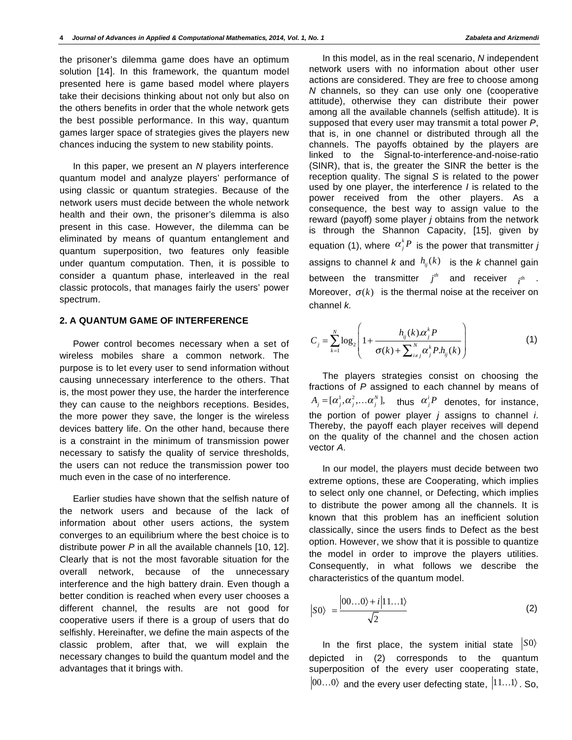the prisoner's dilemma game does have an optimum solution [14]. In this framework, the quantum model presented here is game based model where players take their decisions thinking about not only but also on the others benefits in order that the whole network gets the best possible performance. In this way, quantum games larger space of strategies gives the players new chances inducing the system to new stability points.

In this paper, we present an *N* players interference quantum model and analyze players' performance of using classic or quantum strategies. Because of the network users must decide between the whole network health and their own, the prisoner's dilemma is also present in this case. However, the dilemma can be eliminated by means of quantum entanglement and quantum superposition, two features only feasible under quantum computation. Then, it is possible to consider a quantum phase, interleaved in the real classic protocols, that manages fairly the users' power spectrum.

## 2. A QUANTUM GAME OF INTERFERENCE

Power control becomes necessary when a set of wireless mobiles share a common network. The purpose is to let every user to send information without causing unnecessary interference to the others. That is, the most power they use, the harder the interference they can cause to the neighbors receptions. Besides, the more power they save, the longer is the wireless devices battery life. On the other hand, because there is a constraint in the minimum of transmission power necessary to satisfy the quality of service thresholds, the users can not reduce the transmission power too much even in the case of no interference.

Earlier studies have shown that the selfish nature of the network users and because of the lack of information about other users actions, the system converges to an equilibrium where the best choice is to distribute power *P* in all the available channels [10, 12]. Clearly that is not the most favorable situation for the overall network, because of the unnecessary interference and the high battery drain. Even though a better condition is reached when every user chooses a different channel, the results are not good for cooperative users if there is a group of users that do selfishly. Hereinafter, we define the main aspects of the classic problem, after that, we will explain the necessary changes to build the quantum model and the advantages that it brings with.

In this model, as in the real scenario, *N* independent network users with no information about other user actions are considered. They are free to choose among *N* channels, so they can use only one (cooperative attitude), otherwise they can distribute their power among all the available channels (selfish attitude). It is supposed that every user may transmit a total power *P*, that is, in one channel or distributed through all the channels. The payoffs obtained by the players are linked to the Signal-to-interference-and-noise-ratio (SINR), that is, the greater the SINR the better is the reception quality. The signal *S* is related to the power used by one player, the interference *I* is related to the power received from the other players. As a consequence, the best way to assign value to the reward (payoff) some player *j* obtains from the network is through the Shannon Capacity, [15], given by equation (1), where $\alpha_j^k P$ is the power that transmitter *j* assigns to channel *k* and $h_{ij}(k)$ is the *k* channel gain between the transmitter $j^{th}$ and receiver $i^{th}$. Moreover, $\sigma(k)$ is the thermal noise at the receiver on channel *k.*

$$C_j = \sum_{k=1}^{N} \log_2 \left( 1 + \frac{h_{ij}(k).\alpha_j^k P}{\sigma(k) + \sum_{i \neq j}^{N} \alpha_j^k P.h_{ij}(k)} \right) \tag{1}$$

The players strategies consist on choosing the fractions of *P* assigned to each channel by means of $A_j = [\alpha_j^1, \alpha_j^2, \ldots \alpha_j^N]$, thus $\alpha_j^i P$ denotes, for instance, the portion of power player *j* assigns to channel *i*. Thereby, the payoff each player receives will depend on the quality of the channel and the chosen action vector *A*.

In our model, the players must decide between two extreme options, these are Cooperating, which implies to select only one channel, or Defecting, which implies to distribute the power among all the channels. It is known that this problem has an inefficient solution classically, since the users finds to Defect as the best option. However, we show that it is possible to quantize the model in order to improve the players utilities. Consequently, in what follows we describe the characteristics of the quantum model.

$$|S0\rangle = \frac{|00\ldots0\rangle + i|11\ldots1\rangle}{\sqrt{2}} \tag{2}$$

In the first place, the system initial state $|S0\rangle$ depicted in (2) corresponds to the quantum superposition of the every user cooperating state, $|00\ldots0\rangle$ and the every user defecting state, $|11\ldots1\rangle$. So,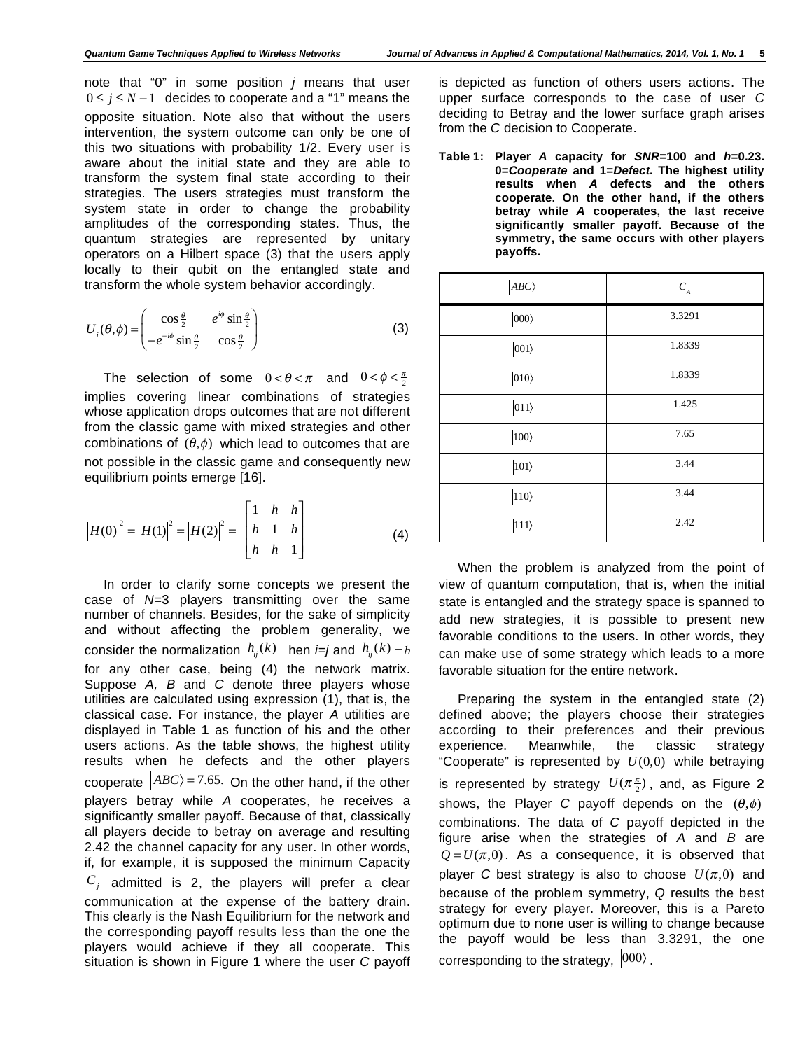note that "0" in some position $j$ means that user $0 \le j \le N-1$ decides to cooperate and a "1" means the opposite situation. Note also that without the users intervention, the system outcome can only be one of this two situations with probability 1/2. Every user is aware about the initial state and they are able to transform the system final state according to their strategies. The users strategies must transform the system state in order to change the probability amplitudes of the corresponding states. Thus, the quantum strategies are represented by unitary operators on a Hilbert space (3) that the users apply locally to their qubit on the entangled state and transform the whole system behavior accordingly.

$$U_i(\theta,\phi) = \begin{pmatrix} \cos\frac{\theta}{2} & e^{i\phi}\sin\frac{\theta}{2} \\ -e^{-i\phi}\sin\frac{\theta}{2} & \cos\frac{\theta}{2} \end{pmatrix} \tag{3}$$

The selection of some $0<\theta<\pi$ and $0<\phi<\frac{\pi}{2}$ implies covering linear combinations of strategies whose application drops outcomes that are not different from the classic game with mixed strategies and other combinations of $(\theta,\phi)$ which lead to outcomes that are not possible in the classic game and consequently new equilibrium points emerge [16].

$$|H(0)|^2 = |H(1)|^2 = |H(2)|^2 = \begin{bmatrix} 1 & h & h \\ h & 1 & h \\ h & h & 1 \end{bmatrix} \tag{4}$$

In order to clarify some concepts we present the case of $N$=3 players transmitting over the same number of channels. Besides, for the sake of simplicity and without affecting the problem generality, we consider the normalization $h_{ij}(k)$ hen $i$=$j$ and $h_{ij}(k)=h$ for any other case, being (4) the network matrix. Suppose *A, B* and *C* denote three players whose utilities are calculated using expression (1), that is, the classical case. For instance, the player *A* utilities are displayed in Table **1** as function of his and the other users actions. As the table shows, the highest utility results when he defects and the other players cooperate $|ABC\rangle = 7.65$. On the other hand, if the other players betray while *A* cooperates, he receives a significantly smaller payoff. Because of that, classically all players decide to betray on average and resulting 2.42 the channel capacity for any user. In other words, if, for example, it is supposed the minimum Capacity $C_j$ admitted is 2, the players will prefer a clear communication at the expense of the battery drain. This clearly is the Nash Equilibrium for the network and the corresponding payoff results less than the one the players would achieve if they all cooperate. This situation is shown in Figure **1** where the user *C* payoff is depicted as function of others users actions. The upper surface corresponds to the case of user *C* deciding to Betray and the lower surface graph arises from the *C* decision to Cooperate.

**Table 1: Player *A* capacity for *SNR*=100 and *h*=0.23. 0=*Cooperate* and 1=*Defect*. The highest utility results when *A* defects and the others cooperate. On the other hand, if the others betray while *A* cooperates, the last receive significantly smaller payoff. Because of the symmetry, the same occurs with other players payoffs.**

| $\lvert ABC\rangle$ | $C_A$ |
|---|---|
| $\lvert 000\rangle$ | 3.3291 |
| $\lvert 001\rangle$ | 1.8339 |
| $\lvert 010\rangle$ | 1.8339 |
| $\lvert 011\rangle$ | 1.425 |
| $\lvert 100\rangle$ | 7.65 |
| $\lvert 101\rangle$ | 3.44 |
| $\lvert 110\rangle$ | 3.44 |
| $\lvert 111\rangle$ | 2.42 |

When the problem is analyzed from the point of view of quantum computation, that is, when the initial state is entangled and the strategy space is spanned to add new strategies, it is possible to present new favorable conditions to the users. In other words, they can make use of some strategy which leads to a more favorable situation for the entire network.

Preparing the system in the entangled state (2) defined above; the players choose their strategies according to their preferences and their previous experience. Meanwhile, the classic strategy "Cooperate" is represented by $U(0,0)$ while betraying is represented by strategy $U(\pi\frac{\pi}{2})$, and, as Figure **2** shows, the Player *C* payoff depends on the $(\theta,\phi)$ combinations. The data of *C* payoff depicted in the figure arise when the strategies of *A* and *B* are $Q=U(\pi,0)$. As a consequence, it is observed that player *C* best strategy is also to choose $U(\pi,0)$ and because of the problem symmetry, *Q* results the best strategy for every player. Moreover, this is a Pareto optimum due to none user is willing to change because the payoff would be less than 3.3291, the one corresponding to the strategy, $|000\rangle$.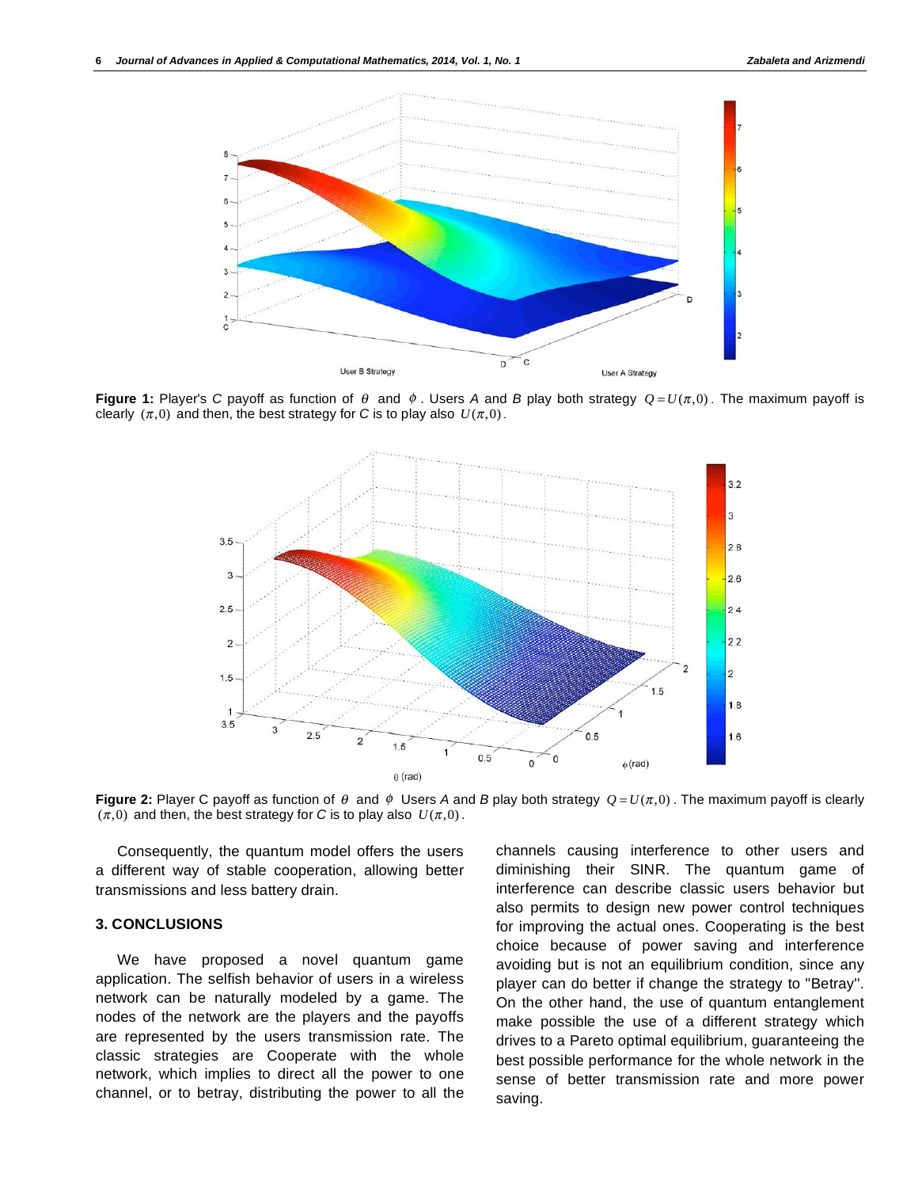**Figure 1:** Player's *C* payoff as function of $\theta$ and $\phi$. Users *A* and *B* play both strategy $Q = U(\pi, 0)$. The maximum payoff is clearly $(\pi, 0)$ and then, the best strategy for *C* is to play also $U(\pi, 0)$.

**Figure 2:** Player C payoff as function of $\theta$ and $\phi$ Users *A* and *B* play both strategy $Q = U(\pi, 0)$. The maximum payoff is clearly $(\pi, 0)$ and then, the best strategy for *C* is to play also $U(\pi, 0)$.

Consequently, the quantum model offers the users a different way of stable cooperation, allowing better transmissions and less battery drain.

### 3. CONCLUSIONS

We have proposed a novel quantum game application. The selfish behavior of users in a wireless network can be naturally modeled by a game. The nodes of the network are the players and the payoffs are represented by the users transmission rate. The classic strategies are Cooperate with the whole network, which implies to direct all the power to one channel, or to betray, distributing the power to all the channels causing interference to other users and diminishing their SINR. The quantum game of interference can describe classic users behavior but also permits to design new power control techniques for improving the actual ones. Cooperating is the best choice because of power saving and interference avoiding but is not an equilibrium condition, since any player can do better if change the strategy to "Betray". On the other hand, the use of quantum entanglement make possible the use of a different strategy which drives to a Pareto optimal equilibrium, guaranteeing the best possible performance for the whole network in the sense of better transmission rate and more power saving.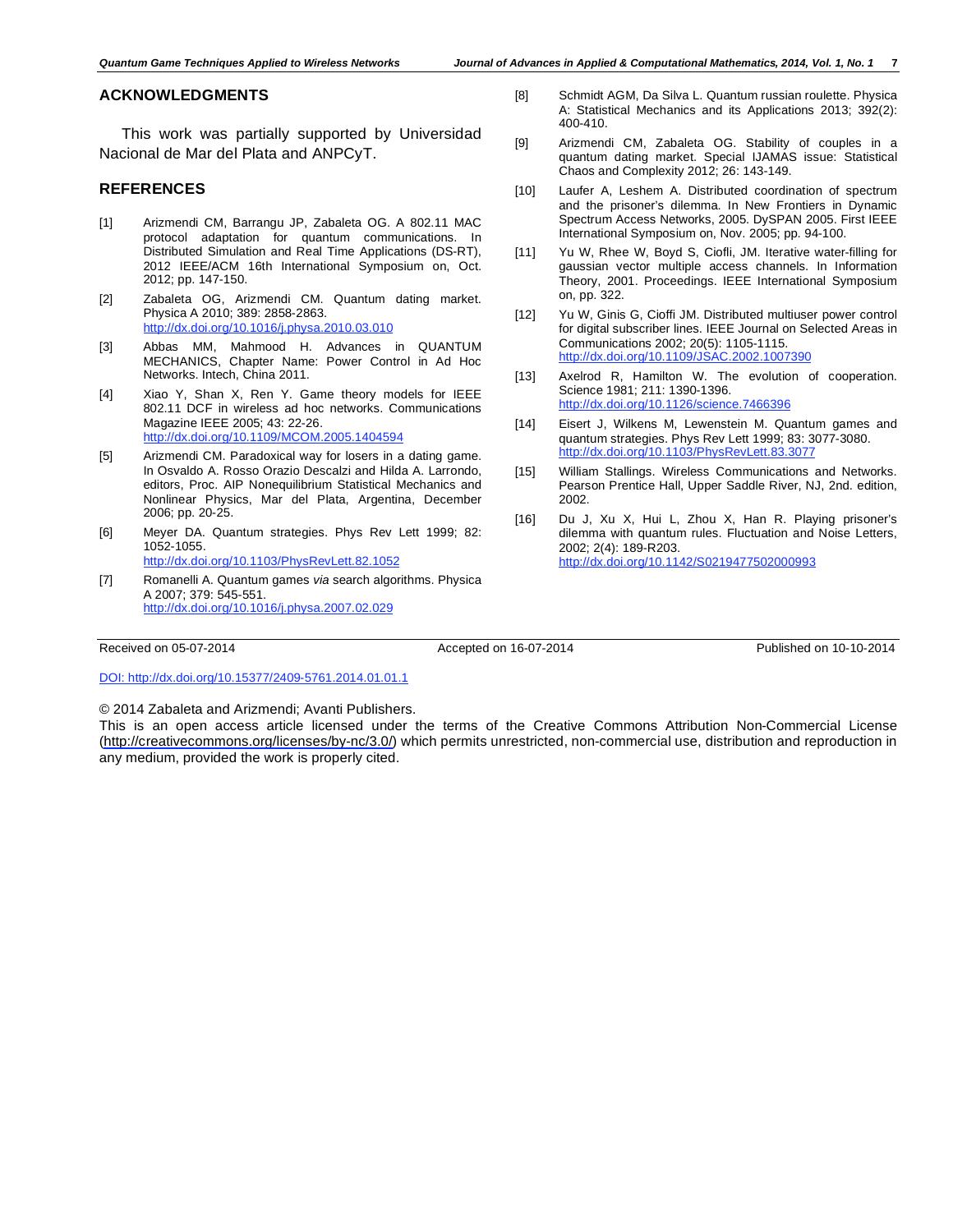## ACKNOWLEDGMENTS

This work was partially supported by Universidad Nacional de Mar del Plata and ANPCyT.

## REFERENCES

[1] Arizmendi CM, Barrangu JP, Zabaleta OG. A 802.11 MAC protocol adaptation for quantum communications. In Distributed Simulation and Real Time Applications (DS-RT), 2012 IEEE/ACM 16th International Symposium on, Oct. 2012; pp. 147-150.

[2] Zabaleta OG, Arizmendi CM. Quantum dating market. Physica A 2010; 389: 2858-2863. http://dx.doi.org/10.1016/j.physa.2010.03.010

[3] Abbas MM, Mahmood H. Advances in QUANTUM MECHANICS, Chapter Name: Power Control in Ad Hoc Networks. Intech, China 2011.

[4] Xiao Y, Shan X, Ren Y. Game theory models for IEEE 802.11 DCF in wireless ad hoc networks. Communications Magazine IEEE 2005; 43: 22-26. http://dx.doi.org/10.1109/MCOM.2005.1404594

[5] Arizmendi CM. Paradoxical way for losers in a dating game. In Osvaldo A. Rosso Orazio Descalzi and Hilda A. Larrondo, editors, Proc. AIP Nonequilibrium Statistical Mechanics and Nonlinear Physics, Mar del Plata, Argentina, December 2006; pp. 20-25.

[6] Meyer DA. Quantum strategies. Phys Rev Lett 1999; 82: 1052-1055. http://dx.doi.org/10.1103/PhysRevLett.82.1052

[7] Romanelli A. Quantum games *via* search algorithms. Physica A 2007; 379: 545-551. http://dx.doi.org/10.1016/j.physa.2007.02.029

[8] Schmidt AGM, Da Silva L. Quantum russian roulette. Physica A: Statistical Mechanics and its Applications 2013; 392(2): 400-410.

[9] Arizmendi CM, Zabaleta OG. Stability of couples in a quantum dating market. Special IJAMAS issue: Statistical Chaos and Complexity 2012; 26: 143-149.

[10] Laufer A, Leshem A. Distributed coordination of spectrum and the prisoner's dilemma. In New Frontiers in Dynamic Spectrum Access Networks, 2005. DySPAN 2005. First IEEE International Symposium on, Nov. 2005; pp. 94-100.

[11] Yu W, Rhee W, Boyd S, Ciofli, JM. Iterative water-filling for gaussian vector multiple access channels. In Information Theory, 2001. Proceedings. IEEE International Symposium on, pp. 322.

[12] Yu W, Ginis G, Cioffi JM. Distributed multiuser power control for digital subscriber lines. IEEE Journal on Selected Areas in Communications 2002; 20(5): 1105-1115. http://dx.doi.org/10.1109/JSAC.2002.1007390

[13] Axelrod R, Hamilton W. The evolution of cooperation. Science 1981; 211: 1390-1396. http://dx.doi.org/10.1126/science.7466396

[14] Eisert J, Wilkens M, Lewenstein M. Quantum games and quantum strategies. Phys Rev Lett 1999; 83: 3077-3080. http://dx.doi.org/10.1103/PhysRevLett.83.3077

[15] William Stallings. Wireless Communications and Networks. Pearson Prentice Hall, Upper Saddle River, NJ, 2nd. edition, 2002.

[16] Du J, Xu X, Hui L, Zhou X, Han R. Playing prisoner's dilemma with quantum rules. Fluctuation and Noise Letters, 2002; 2(4): 189-R203. http://dx.doi.org/10.1142/S0219477502000993

Received on 05-07-2014 Accepted on 16-07-2014 Published on 10-10-2014

DOI: http://dx.doi.org/10.15377/2409-5761.2014.01.01.1

© 2014 Zabaleta and Arizmendi; Avanti Publishers.

This is an open access article licensed under the terms of the Creative Commons Attribution Non-Commercial License (http://creativecommons.org/licenses/by-nc/3.0/) which permits unrestricted, non-commercial use, distribution and reproduction in any medium, provided the work is properly cited.